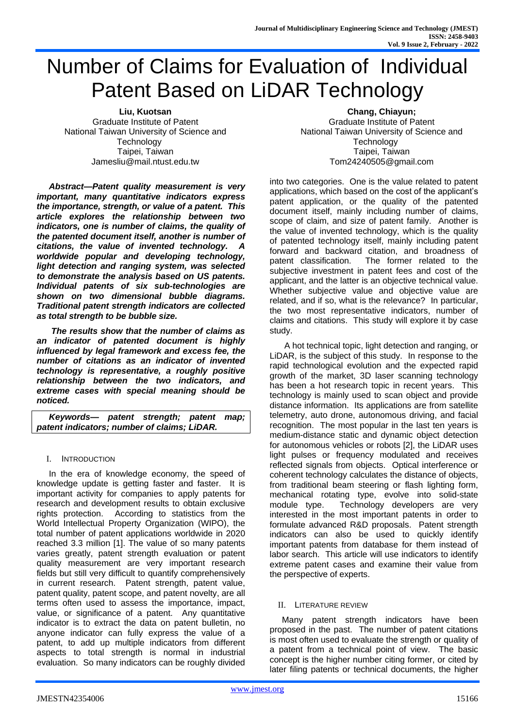# Number of Claims for Evaluation of Individual Patent Based on LiDAR Technology

**Liu, Kuotsan**
Graduate Institute of Patent
National Taiwan University of Science and Technology
Taipei, Taiwan
Jamesliu@mail.ntust.edu.tw

**Chang, Chiayun;**
Graduate Institute of Patent
National Taiwan University of Science and Technology
Taipei, Taiwan
Tom24240505@gmail.com

***Abstract—Patent quality measurement is very important, many quantitative indicators express the importance, strength, or value of a patent. This article explores the relationship between two indicators, one is number of claims, the quality of the patented document itself, another is number of citations, the value of invented technology. A worldwide popular and developing technology, light detection and ranging system, was selected to demonstrate the analysis based on US patents. Individual patents of six sub-technologies are shown on two dimensional bubble diagrams. Traditional patent strength indicators are collected as total strength to be bubble size.***

***The results show that the number of claims as an indicator of patented document is highly influenced by legal framework and excess fee, the number of citations as an indicator of invented technology is representative, a roughly positive relationship between the two indicators, and extreme cases with special meaning should be noticed.***

***Keywords— patent strength; patent map; patent indicators; number of claims; LiDAR.***

## I. Introduction

In the era of knowledge economy, the speed of knowledge update is getting faster and faster. It is important activity for companies to apply patents for research and development results to obtain exclusive rights protection. According to statistics from the World Intellectual Property Organization (WIPO), the total number of patent applications worldwide in 2020 reached 3.3 million [1]. The value of so many patents varies greatly, patent strength evaluation or patent quality measurement are very important research fields but still very difficult to quantify comprehensively in current research. Patent strength, patent value, patent quality, patent scope, and patent novelty, are all terms often used to assess the importance, impact, value, or significance of a patent. Any quantitative indicator is to extract the data on patent bulletin, no anyone indicator can fully express the value of a patent, to add up multiple indicators from different aspects to total strength is normal in industrial evaluation. So many indicators can be roughly divided into two categories. One is the value related to patent applications, which based on the cost of the applicant's patent application, or the quality of the patented document itself, mainly including number of claims, scope of claim, and size of patent family. Another is the value of invented technology, which is the quality of patented technology itself, mainly including patent forward and backward citation, and broadness of patent classification. The former related to the subjective investment in patent fees and cost of the applicant, and the latter is an objective technical value. Whether subjective value and objective value are related, and if so, what is the relevance? In particular, the two most representative indicators, number of claims and citations. This study will explore it by case study.

A hot technical topic, light detection and ranging, or LiDAR, is the subject of this study. In response to the rapid technological evolution and the expected rapid growth of the market, 3D laser scanning technology has been a hot research topic in recent years. This technology is mainly used to scan object and provide distance information. Its applications are from satellite telemetry, auto drone, autonomous driving, and facial recognition. The most popular in the last ten years is medium-distance static and dynamic object detection for autonomous vehicles or robots [2], the LiDAR uses light pulses or frequency modulated and receives reflected signals from objects. Optical interference or coherent technology calculates the distance of objects, from traditional beam steering or flash lighting form, mechanical rotating type, evolve into solid-state module type. Technology developers are very interested in the most important patents in order to formulate advanced R&D proposals. Patent strength indicators can also be used to quickly identify important patents from database for them instead of labor search. This article will use indicators to identify extreme patent cases and examine their value from the perspective of experts.

## II. Literature Review

Many patent strength indicators have been proposed in the past. The number of patent citations is most often used to evaluate the strength or quality of a patent from a technical point of view. The basic concept is the higher number citing former, or cited by later filing patents or technical documents, the higher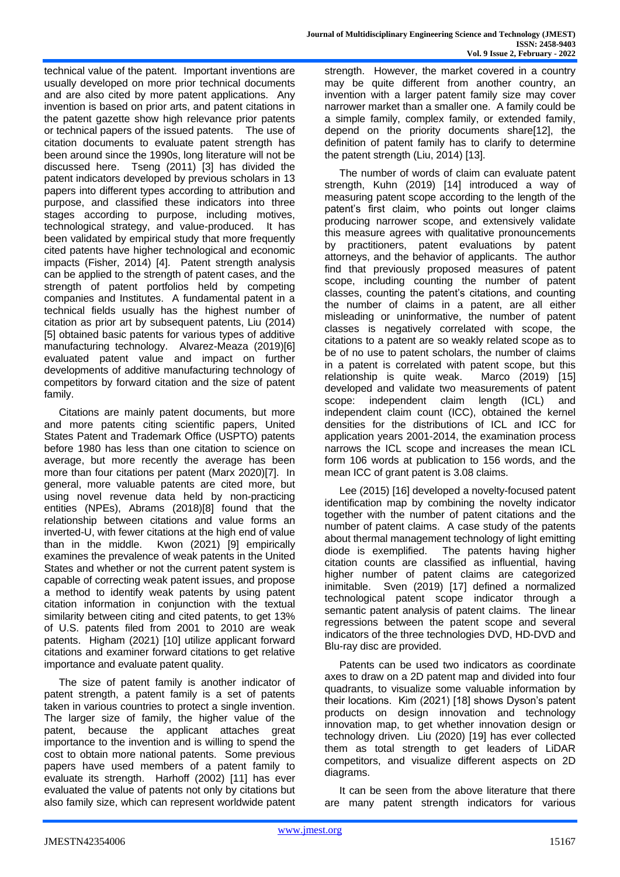technical value of the patent. Important inventions are usually developed on more prior technical documents and are also cited by more patent applications. Any invention is based on prior arts, and patent citations in the patent gazette show high relevance prior patents or technical papers of the issued patents. The use of citation documents to evaluate patent strength has been around since the 1990s, long literature will not be discussed here. Tseng (2011) [3] has divided the patent indicators developed by previous scholars in 13 papers into different types according to attribution and purpose, and classified these indicators into three stages according to purpose, including motives, technological strategy, and value-produced. It has been validated by empirical study that more frequently cited patents have higher technological and economic impacts (Fisher, 2014) [4]. Patent strength analysis can be applied to the strength of patent cases, and the strength of patent portfolios held by competing companies and Institutes. A fundamental patent in a technical fields usually has the highest number of citation as prior art by subsequent patents, Liu (2014) [5] obtained basic patents for various types of additive manufacturing technology. Alvarez-Meaza (2019)[6] evaluated patent value and impact on further developments of additive manufacturing technology of competitors by forward citation and the size of patent family.

Citations are mainly patent documents, but more and more patents citing scientific papers, United States Patent and Trademark Office (USPTO) patents before 1980 has less than one citation to science on average, but more recently the average has been more than four citations per patent (Marx 2020)[7]. In general, more valuable patents are cited more, but using novel revenue data held by non-practicing entities (NPEs), Abrams (2018)[8] found that the relationship between citations and value forms an inverted-U, with fewer citations at the high end of value than in the middle. Kwon (2021) [9] empirically examines the prevalence of weak patents in the United States and whether or not the current patent system is capable of correcting weak patent issues, and propose a method to identify weak patents by using patent citation information in conjunction with the textual similarity between citing and cited patents, to get 13% of U.S. patents filed from 2001 to 2010 are weak patents. Higham (2021) [10] utilize applicant forward citations and examiner forward citations to get relative importance and evaluate patent quality.

The size of patent family is another indicator of patent strength, a patent family is a set of patents taken in various countries to protect a single invention. The larger size of family, the higher value of the patent, because the applicant attaches great importance to the invention and is willing to spend the cost to obtain more national patents. Some previous papers have used members of a patent family to evaluate its strength. Harhoff (2002) [11] has ever evaluated the value of patents not only by citations but also family size, which can represent worldwide patent strength. However, the market covered in a country may be quite different from another country, an invention with a larger patent family size may cover narrower market than a smaller one. A family could be a simple family, complex family, or extended family, depend on the priority documents share[12], the definition of patent family has to clarify to determine the patent strength (Liu, 2014) [13].

The number of words of claim can evaluate patent strength, Kuhn (2019) [14] introduced a way of measuring patent scope according to the length of the patent's first claim, who points out longer claims producing narrower scope, and extensively validate this measure agrees with qualitative pronouncements by practitioners, patent evaluations by patent attorneys, and the behavior of applicants. The author find that previously proposed measures of patent scope, including counting the number of patent classes, counting the patent's citations, and counting the number of claims in a patent, are all either misleading or uninformative, the number of patent classes is negatively correlated with scope, the citations to a patent are so weakly related scope as to be of no use to patent scholars, the number of claims in a patent is correlated with patent scope, but this relationship is quite weak. Marco (2019) [15] developed and validate two measurements of patent scope: independent claim length (ICL) and independent claim count (ICC), obtained the kernel densities for the distributions of ICL and ICC for application years 2001-2014, the examination process narrows the ICL scope and increases the mean ICL form 106 words at publication to 156 words, and the mean ICC of grant patent is 3.08 claims.

Lee (2015) [16] developed a novelty-focused patent identification map by combining the novelty indicator together with the number of patent citations and the number of patent claims. A case study of the patents about thermal management technology of light emitting diode is exemplified. The patents having higher citation counts are classified as influential, having higher number of patent claims are categorized inimitable. Sven (2019) [17] defined a normalized technological patent scope indicator through a semantic patent analysis of patent claims. The linear regressions between the patent scope and several indicators of the three technologies DVD, HD-DVD and Blu-ray disc are provided.

Patents can be used two indicators as coordinate axes to draw on a 2D patent map and divided into four quadrants, to visualize some valuable information by their locations. Kim (2021) [18] shows Dyson's patent products on design innovation and technology innovation map, to get whether innovation design or technology driven. Liu (2020) [19] has ever collected them as total strength to get leaders of LiDAR competitors, and visualize different aspects on 2D diagrams.

It can be seen from the above literature that there are many patent strength indicators for various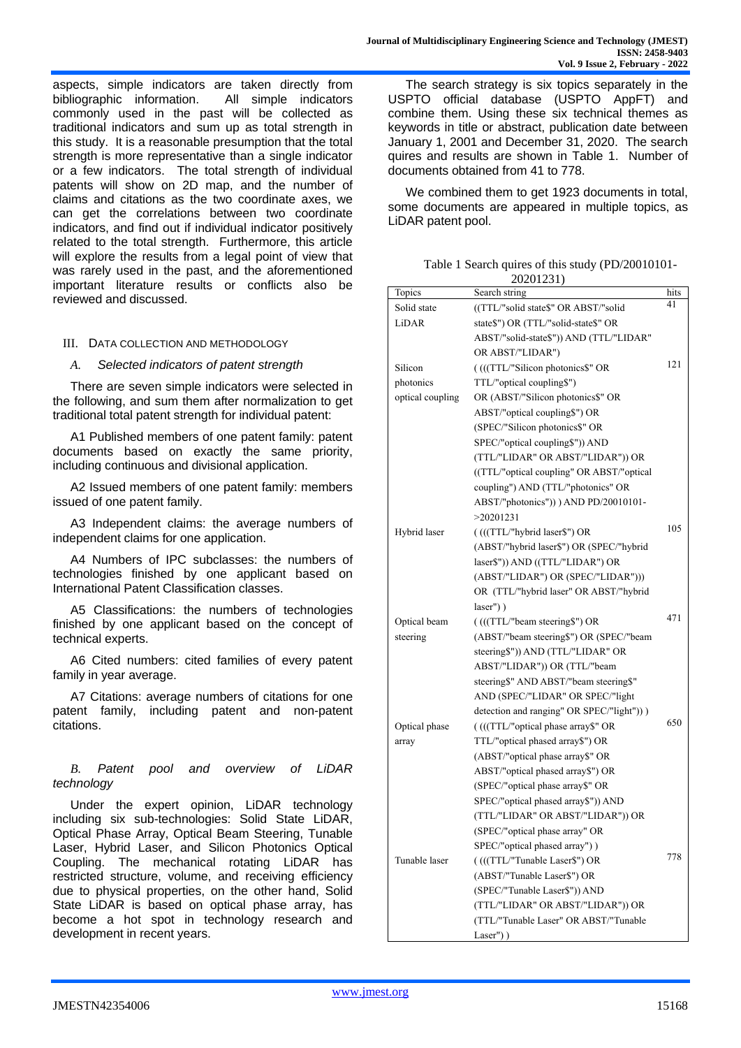aspects, simple indicators are taken directly from bibliographic information. All simple indicators commonly used in the past will be collected as traditional indicators and sum up as total strength in this study. It is a reasonable presumption that the total strength is more representative than a single indicator or a few indicators. The total strength of individual patents will show on 2D map, and the number of claims and citations as the two coordinate axes, we can get the correlations between two coordinate indicators, and find out if individual indicator positively related to the total strength. Furthermore, this article will explore the results from a legal point of view that was rarely used in the past, and the aforementioned important literature results or conflicts also be reviewed and discussed.

## III. DATA COLLECTION AND METHODOLOGY

### *A. Selected indicators of patent strength*

There are seven simple indicators were selected in the following, and sum them after normalization to get traditional total patent strength for individual patent:

A1 Published members of one patent family: patent documents based on exactly the same priority, including continuous and divisional application.

A2 Issued members of one patent family: members issued of one patent family.

A3 Independent claims: the average numbers of independent claims for one application.

A4 Numbers of IPC subclasses: the numbers of technologies finished by one applicant based on International Patent Classification classes.

A5 Classifications: the numbers of technologies finished by one applicant based on the concept of technical experts.

A6 Cited numbers: cited families of every patent family in year average.

A7 Citations: average numbers of citations for one patent family, including patent and non-patent citations.

### *B. Patent pool and overview of LiDAR technology*

Under the expert opinion, LiDAR technology including six sub-technologies: Solid State LiDAR, Optical Phase Array, Optical Beam Steering, Tunable Laser, Hybrid Laser, and Silicon Photonics Optical Coupling. The mechanical rotating LiDAR has restricted structure, volume, and receiving efficiency due to physical properties, on the other hand, Solid State LiDAR is based on optical phase array, has become a hot spot in technology research and development in recent years.

The search strategy is six topics separately in the USPTO official database (USPTO AppFT) and combine them. Using these six technical themes as keywords in title or abstract, publication date between January 1, 2001 and December 31, 2020. The search quires and results are shown in Table 1. Number of documents obtained from 41 to 778.

We combined them to get 1923 documents in total, some documents are appeared in multiple topics, as LiDAR patent pool.

Table 1 Search quires of this study (PD/20010101-20201231)

| Topics | Search string | hits |
|---|---|---|
| Solid state LiDAR | ((TTL/"solid state$" OR ABST/"solid state$") OR (TTL/"solid-state$" OR ABST/"solid-state$")) AND (TTL/"LIDAR" OR ABST/"LIDAR") | 41 |
| Silicon photonics optical coupling | ( (((TTL/"Silicon photonics$" OR TTL/"optical coupling$") OR (ABST/"Silicon photonics$" OR ABST/"optical coupling$") OR (SPEC/"Silicon photonics$" OR SPEC/"optical coupling$")) AND (TTL/"LIDAR" OR ABST/"LIDAR")) OR ((TTL/"optical coupling" OR ABST/"optical coupling") AND (TTL/"photonics" OR ABST/"photonics")) ) AND PD/20010101->20201231 | 121 |
| Hybrid laser | ( (((TTL/"hybrid laser$") OR (ABST/"hybrid laser$") OR (SPEC/"hybrid laser$")) AND ((TTL/"LIDAR") OR (ABST/"LIDAR") OR (SPEC/"LIDAR"))) OR (TTL/"hybrid laser" OR ABST/"hybrid laser") ) | 105 |
| Optical beam steering | ( (((TTL/"beam steering$") OR (ABST/"beam steering$") OR (SPEC/"beam steering$")) AND (TTL/"LIDAR" OR ABST/"LIDAR")) OR (TTL/"beam steering$" AND ABST/"beam steering$" AND (SPEC/"LIDAR" OR SPEC/"light detection and ranging" OR SPEC/"light")) ) | 471 |
| Optical phase array | ( (((TTL/"optical phase array$" OR TTL/"optical phased array$") OR (ABST/"optical phase array$" OR ABST/"optical phased array$") OR (SPEC/"optical phase array$" OR SPEC/"optical phased array$")) AND (TTL/"LIDAR" OR ABST/"LIDAR")) OR (SPEC/"optical phase array" OR SPEC/"optical phased array") ) | 650 |
| Tunable laser | ( (((TTL/"Tunable Laser$") OR (ABST/"Tunable Laser$") OR (SPEC/"Tunable Laser$")) AND (TTL/"LIDAR" OR ABST/"LIDAR")) OR (TTL/"Tunable Laser" OR ABST/"Tunable Laser") ) | 778 |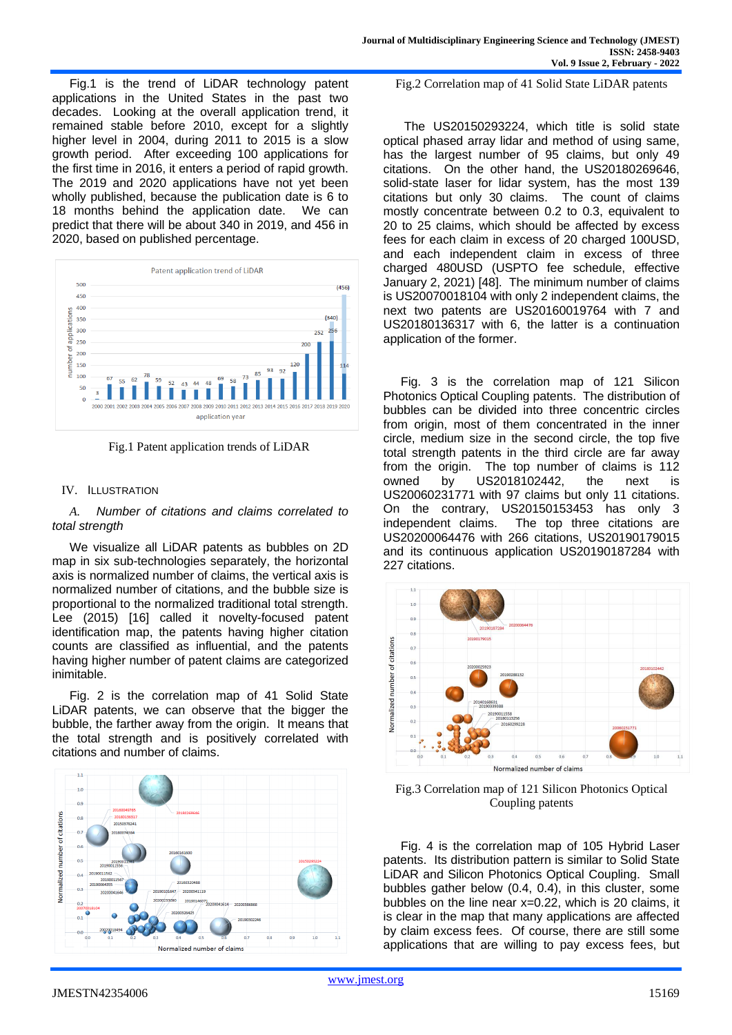Fig.1 is the trend of LiDAR technology patent applications in the United States in the past two decades. Looking at the overall application trend, it remained stable before 2010, except for a slightly higher level in 2004, during 2011 to 2015 is a slow growth period. After exceeding 100 applications for the first time in 2016, it enters a period of rapid growth. The 2019 and 2020 applications have not yet been wholly published, because the publication date is 6 to 18 months behind the application date. We can predict that there will be about 340 in 2019, and 456 in 2020, based on published percentage.

Fig.1 Patent application trends of LiDAR

## IV. Illustration

### *A. Number of citations and claims correlated to total strength*

We visualize all LiDAR patents as bubbles on 2D map in six sub-technologies separately, the horizontal axis is normalized number of claims, the vertical axis is normalized number of citations, and the bubble size is proportional to the normalized traditional total strength. Lee (2015) [16] called it novelty-focused patent identification map, the patents having higher citation counts are classified as influential, and the patents having higher number of patent claims are categorized inimitable.

Fig. 2 is the correlation map of 41 Solid State LiDAR patents, we can observe that the bigger the bubble, the farther away from the origin. It means that the total strength and is positively correlated with citations and number of claims.

Fig.2 Correlation map of 41 Solid State LiDAR patents

The US20150293224, which title is solid state optical phased array lidar and method of using same, has the largest number of 95 claims, but only 49 citations. On the other hand, the US20180269646, solid-state laser for lidar system, has the most 139 citations but only 30 claims. The count of claims mostly concentrate between 0.2 to 0.3, equivalent to 20 to 25 claims, which should be affected by excess fees for each claim in excess of 20 charged 100USD, and each independent claim in excess of three charged 480USD (USPTO fee schedule, effective January 2, 2021) [48]. The minimum number of claims is US20070018104 with only 2 independent claims, the next two patents are US20160019764 with 7 and US20180136317 with 6, the latter is a continuation application of the former.

Fig. 3 is the correlation map of 121 Silicon Photonics Optical Coupling patents. The distribution of bubbles can be divided into three concentric circles from origin, most of them concentrated in the inner circle, medium size in the second circle, the top five total strength patents in the third circle are far away from the origin. The top number of claims is 112 owned by US2018102442, the next is US20060231771 with 97 claims but only 11 citations. On the contrary, US20150153453 has only 3 independent claims. The top three citations are US20200064476 with 266 citations, US20190179015 and its continuous application US20190187284 with 227 citations.

Fig.3 Correlation map of 121 Silicon Photonics Optical Coupling patents

Fig. 4 is the correlation map of 105 Hybrid Laser patents. Its distribution pattern is similar to Solid State LiDAR and Silicon Photonics Optical Coupling. Small bubbles gather below (0.4, 0.4), in this cluster, some bubbles on the line near x=0.22, which is 20 claims, it is clear in the map that many applications are affected by claim excess fees. Of course, there are still some applications that are willing to pay excess fees, but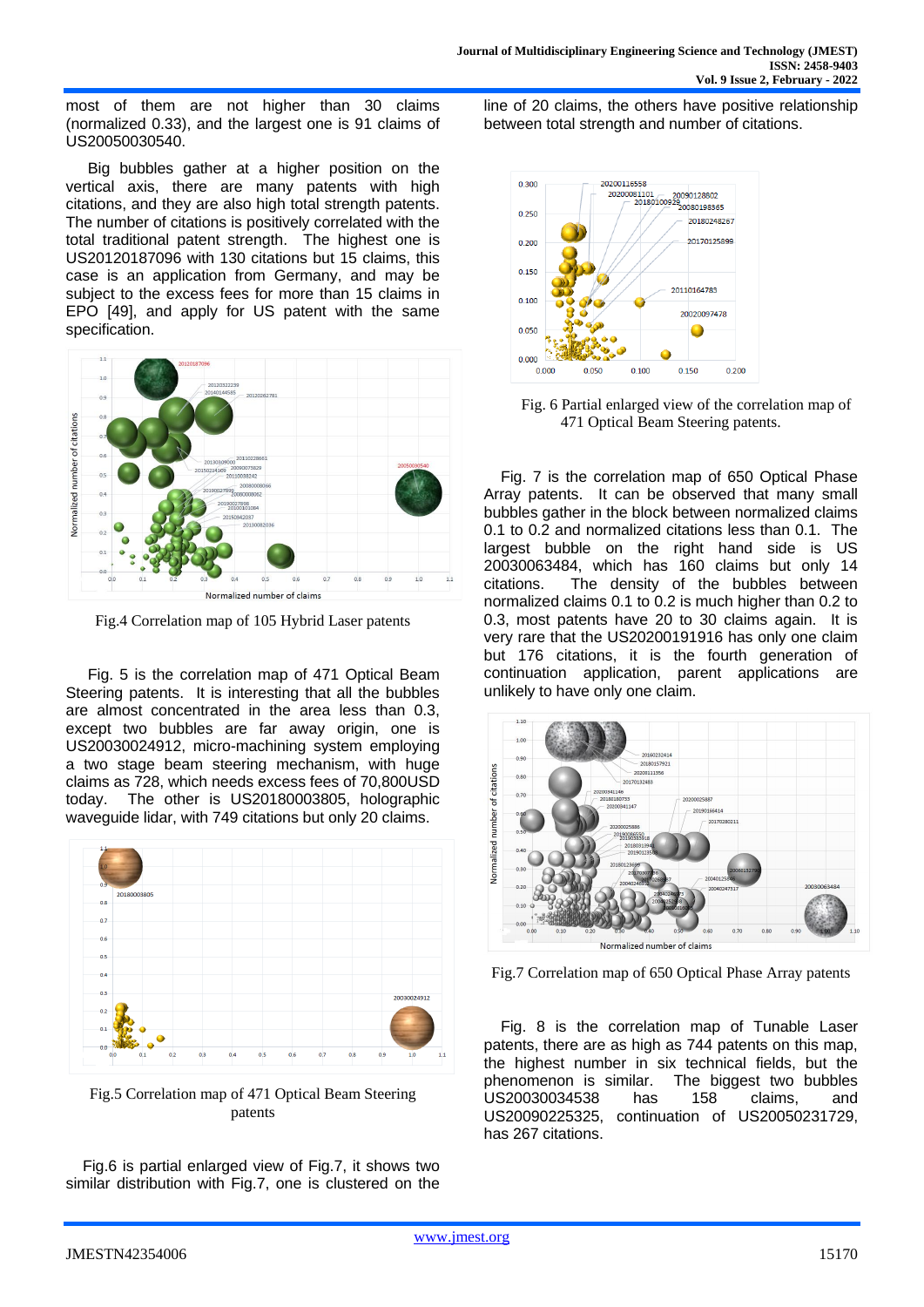most of them are not higher than 30 claims (normalized 0.33), and the largest one is 91 claims of US20050030540.

Big bubbles gather at a higher position on the vertical axis, there are many patents with high citations, and they are also high total strength patents. The number of citations is positively correlated with the total traditional patent strength. The highest one is US20120187096 with 130 citations but 15 claims, this case is an application from Germany, and may be subject to the excess fees for more than 15 claims in EPO [49], and apply for US patent with the same specification.

Fig.4 Correlation map of 105 Hybrid Laser patents

Fig. 5 is the correlation map of 471 Optical Beam Steering patents. It is interesting that all the bubbles are almost concentrated in the area less than 0.3, except two bubbles are far away origin, one is US20030024912, micro-machining system employing a two stage beam steering mechanism, with huge claims as 728, which needs excess fees of 70,800USD today. The other is US20180003805, holographic waveguide lidar, with 749 citations but only 20 claims.

Fig.5 Correlation map of 471 Optical Beam Steering patents

Fig.6 is partial enlarged view of Fig.7, it shows two similar distribution with Fig.7, one is clustered on the line of 20 claims, the others have positive relationship between total strength and number of citations.

Fig. 6 Partial enlarged view of the correlation map of 471 Optical Beam Steering patents.

Fig. 7 is the correlation map of 650 Optical Phase Array patents. It can be observed that many small bubbles gather in the block between normalized claims 0.1 to 0.2 and normalized citations less than 0.1. The largest bubble on the right hand side is US 20030063484, which has 160 claims but only 14 citations. The density of the bubbles between normalized claims 0.1 to 0.2 is much higher than 0.2 to 0.3, most patents have 20 to 30 claims again. It is very rare that the US20200191916 has only one claim but 176 citations, it is the fourth generation of continuation application, parent applications are unlikely to have only one claim.

Fig.7 Correlation map of 650 Optical Phase Array patents

Fig. 8 is the correlation map of Tunable Laser patents, there are as high as 744 patents on this map, the highest number in six technical fields, but the phenomenon is similar. The biggest two bubbles US20030034538 has 158 claims, and US20090225325, continuation of US20050231729, has 267 citations.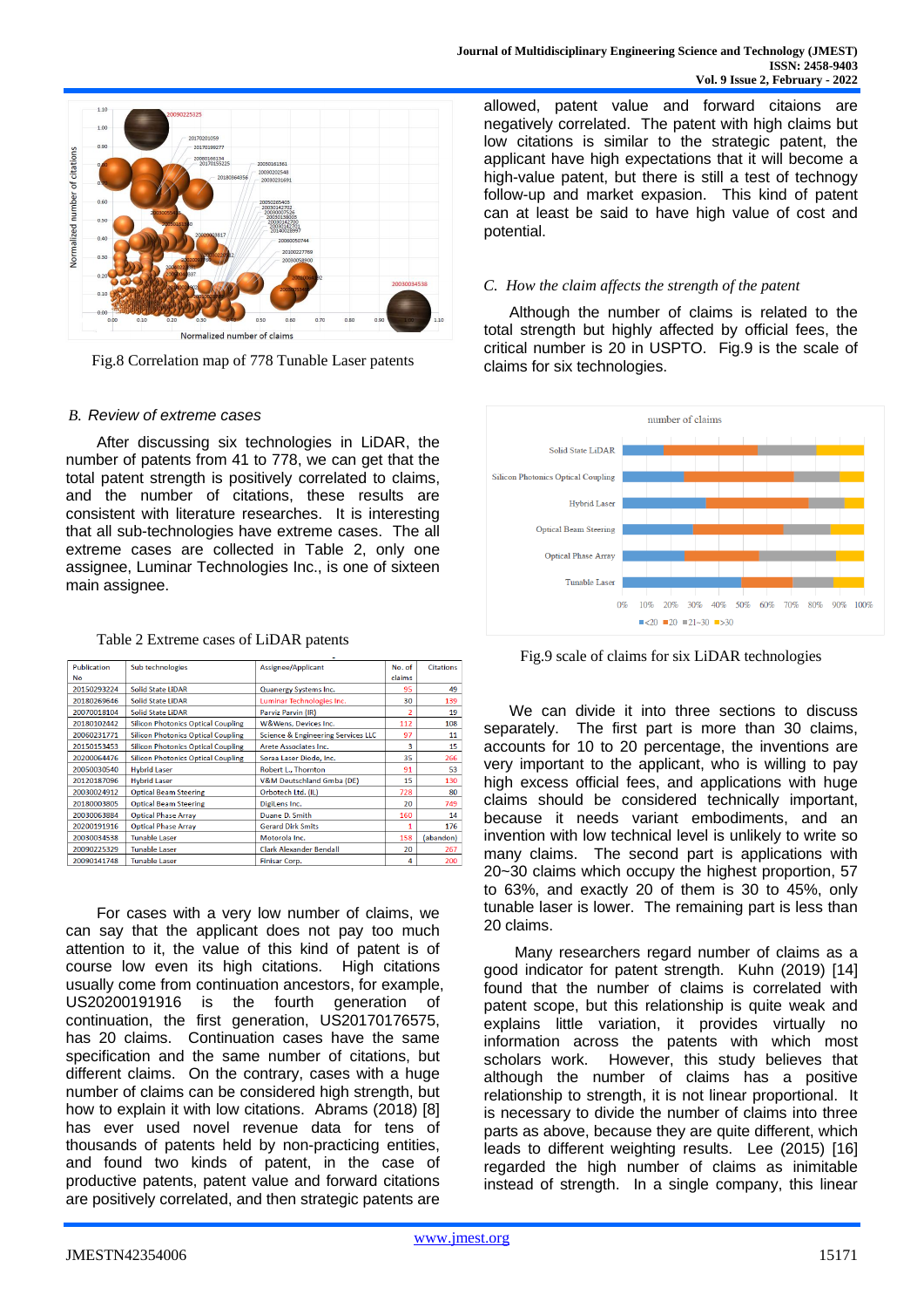Fig.8 Correlation map of 778 Tunable Laser patents

### B. Review of extreme cases

After discussing six technologies in LiDAR, the number of patents from 41 to 778, we can get that the total patent strength is positively correlated to claims, and the number of citations, these results are consistent with literature researches. It is interesting that all sub-technologies have extreme cases. The all extreme cases are collected in Table 2, only one assignee, Luminar Technologies Inc., is one of sixteen main assignee.

Table 2 Extreme cases of LiDAR patents

| Publication No | Sub technologies | Assignee/Applicant | No. of claims | Citations |
|---|---|---|---|---|
| 20150293224 | Solid State LiDAR | Quanergy Systems Inc. | 95 | 49 |
| 20180269646 | Solid State LiDAR | Luminar Technologies Inc. | 30 | 139 |
| 20070018104 | Solid State LiDAR | Parviz Parvin (IR) | 2 | 19 |
| 20180102442 | Silicon Photonics Optical Coupling | W&Wens, Devices Inc. | 112 | 108 |
| 20060231771 | Silicon Photonics Optical Coupling | Science & Engineering Services LLC | 97 | 11 |
| 20150153453 | Silicon Photonics Optical Coupling | Arete Associates Inc. | 3 | 15 |
| 20200064476 | Silicon Photonics Optical Coupling | Soraa Laser Diode, Inc. | 35 | 266 |
| 20050030540 | Hybrid Laser | Robert L., Thornton | 91 | 53 |
| 20120187096 | Hybrid Laser | V&M Deutschland Gmba (DE) | 15 | 130 |
| 20030024912 | Optical Beam Steering | Orbotech Ltd. (IL) | 728 | 80 |
| 20180003805 | Optical Beam Steering | DigiLens Inc. | 20 | 749 |
| 20030063884 | Optical Phase Array | Duane D. Smith | 160 | 14 |
| 20200191916 | Optical Phase Array | Gerard Dirk Smits | 1 | 176 |
| 20030034538 | Tunable Laser | Motorola Inc. | 158 | (abandon) |
| 20090225329 | Tunable Laser | Clark Alexander Bendall | 20 | 267 |
| 20090141748 | Tunable Laser | Finisar Corp. | 4 | 200 |

For cases with a very low number of claims, we can say that the applicant does not pay too much attention to it, the value of this kind of patent is of course low even its high citations. High citations usually come from continuation ancestors, for example, US20200191916 is the fourth generation of continuation, the first generation, US20170176575, has 20 claims. Continuation cases have the same specification and the same number of citations, but different claims. On the contrary, cases with a huge number of claims can be considered high strength, but how to explain it with low citations. Abrams (2018) [8] has ever used novel revenue data for tens of thousands of patents held by non-practicing entities, and found two kinds of patent, in the case of productive patents, patent value and forward citations are positively correlated, and then strategic patents are allowed, patent value and forward citations are negatively correlated. The patent with high claims but low citations is similar to the strategic patent, the applicant have high expectations that it will become a high-value patent, but there is still a test of technogy follow-up and market expasion. This kind of patent can at least be said to have high value of cost and potential.

### C. How the claim affects the strength of the patent

Although the number of claims is related to the total strength but highly affected by official fees, the critical number is 20 in USPTO. Fig.9 is the scale of claims for six technologies.

Fig.9 scale of claims for six LiDAR technologies

We can divide it into three sections to discuss separately. The first part is more than 30 claims, accounts for 10 to 20 percentage, the inventions are very important to the applicant, who is willing to pay high excess official fees, and applications with huge claims should be considered technically important, because it needs variant embodiments, and an invention with low technical level is unlikely to write so many claims. The second part is applications with 20~30 claims which occupy the highest proportion, 57 to 63%, and exactly 20 of them is 30 to 45%, only tunable laser is lower. The remaining part is less than 20 claims.

Many researchers regard number of claims as a good indicator for patent strength. Kuhn (2019) [14] found that the number of claims is correlated with patent scope, but this relationship is quite weak and explains little variation, it provides virtually no information across the patents with which most scholars work. However, this study believes that although the number of claims has a positive relationship to strength, it is not linear proportional. It is necessary to divide the number of claims into three parts as above, because they are quite different, which leads to different weighting results. Lee (2015) [16] regarded the high number of claims as inimitable instead of strength. In a single company, this linear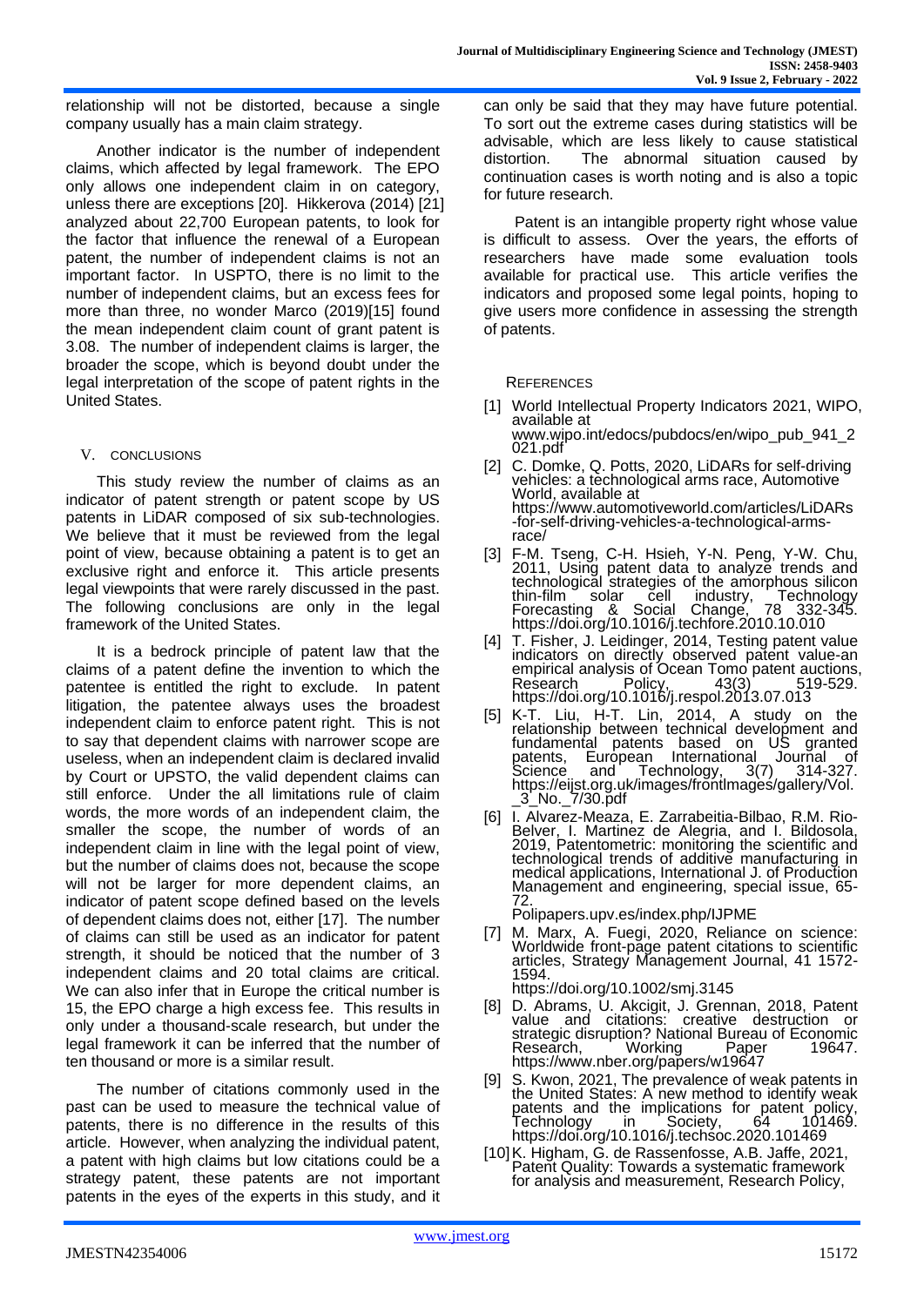relationship will not be distorted, because a single company usually has a main claim strategy.

Another indicator is the number of independent claims, which affected by legal framework. The EPO only allows one independent claim in on category, unless there are exceptions [20]. Hikkerova (2014) [21] analyzed about 22,700 European patents, to look for the factor that influence the renewal of a European patent, the number of independent claims is not an important factor. In USPTO, there is no limit to the number of independent claims, but an excess fees for more than three, no wonder Marco (2019)[15] found the mean independent claim count of grant patent is 3.08. The number of independent claims is larger, the broader the scope, which is beyond doubt under the legal interpretation of the scope of patent rights in the United States.

## V. CONCLUSIONS

This study review the number of claims as an indicator of patent strength or patent scope by US patents in LiDAR composed of six sub-technologies. We believe that it must be reviewed from the legal point of view, because obtaining a patent is to get an exclusive right and enforce it. This article presents legal viewpoints that were rarely discussed in the past. The following conclusions are only in the legal framework of the United States.

It is a bedrock principle of patent law that the claims of a patent define the invention to which the patentee is entitled the right to exclude. In patent litigation, the patentee always uses the broadest independent claim to enforce patent right. This is not to say that dependent claims with narrower scope are useless, when an independent claim is declared invalid by Court or UPSTO, the valid dependent claims can still enforce. Under the all limitations rule of claim words, the more words of an independent claim, the smaller the scope, the number of words of an independent claim in line with the legal point of view, but the number of claims does not, because the scope will not be larger for more dependent claims, an indicator of patent scope defined based on the levels of dependent claims does not, either [17]. The number of claims can still be used as an indicator for patent strength, it should be noticed that the number of 3 independent claims and 20 total claims are critical. We can also infer that in Europe the critical number is 15, the EPO charge a high excess fee. This results in only under a thousand-scale research, but under the legal framework it can be inferred that the number of ten thousand or more is a similar result.

The number of citations commonly used in the past can be used to measure the technical value of patents, there is no difference in the results of this article. However, when analyzing the individual patent, a patent with high claims but low citations could be a strategy patent, these patents are not important patents in the eyes of the experts in this study, and it can only be said that they may have future potential. To sort out the extreme cases during statistics will be advisable, which are less likely to cause statistical distortion. The abnormal situation caused by continuation cases is worth noting and is also a topic for future research.

Patent is an intangible property right whose value is difficult to assess. Over the years, the efforts of researchers have made some evaluation tools available for practical use. This article verifies the indicators and proposed some legal points, hoping to give users more confidence in assessing the strength of patents.

## REFERENCES

[1] World Intellectual Property Indicators 2021, WIPO, available at www.wipo.int/edocs/pubdocs/en/wipo_pub_941_2021.pdf

[2] C. Domke, Q. Potts, 2020, LiDARs for self-driving vehicles: a technological arms race, Automotive World, available at https://www.automotiveworld.com/articles/LiDARs-for-self-driving-vehicles-a-technological-arms-race/

[3] F-M. Tseng, C-H. Hsieh, Y-N. Peng, Y-W. Chu, 2011, Using patent data to analyze trends and technological strategies of the amorphous silicon thin-film solar cell industry, Technology Forecasting & Social Change, 78 332-345. https://doi.org/10.1016/j.techfore.2010.10.010

[4] T. Fisher, J. Leidinger, 2014, Testing patent value indicators on directly observed patent value-an empirical analysis of Ocean Tomo patent auctions, Research Policy, 43(3) 519-529. https://doi.org/10.1016/j.respol.2013.07.013

[5] K-T. Liu, H-T. Lin, 2014, A study on the relationship between technical development and fundamental patents based on US granted patents, European International Journal of Science and Technology, 3(7) 314-327. https://eijst.org.uk/images/frontImages/gallery/Vol._3_No._7/30.pdf

[6] I. Alvarez-Meaza, E. Zarrabeitia-Bilbao, R.M. Rio-Belver, I. Martinez de Alegria, and I. Bildosola, 2019, Patentometric: monitoring the scientific and technological trends of additive manufacturing in medical applications, International J. of Production Management and engineering, special issue, 65-72. Polipapers.upv.es/index.php/IJPME

[7] M. Marx, A. Fuegi, 2020, Reliance on science: Worldwide front-page patent citations to scientific articles, Strategy Management Journal, 41 1572-1594. https://doi.org/10.1002/smj.3145

[8] D. Abrams, U. Akcigit, J. Grennan, 2018, Patent value and citations: creative destruction or strategic disruption? National Bureau of Economic Research, Working Paper 19647. https://www.nber.org/papers/w19647

[9] S. Kwon, 2021, The prevalence of weak patents in the United States: A new method to identify weak patents and the implications for patent policy, Technology in Society, 64 101469. https://doi.org/10.1016/j.techsoc.2020.101469

[10] K. Higham, G. de Rassenfosse, A.B. Jaffe, 2021, Patent Quality: Towards a systematic framework for analysis and measurement, Research Policy,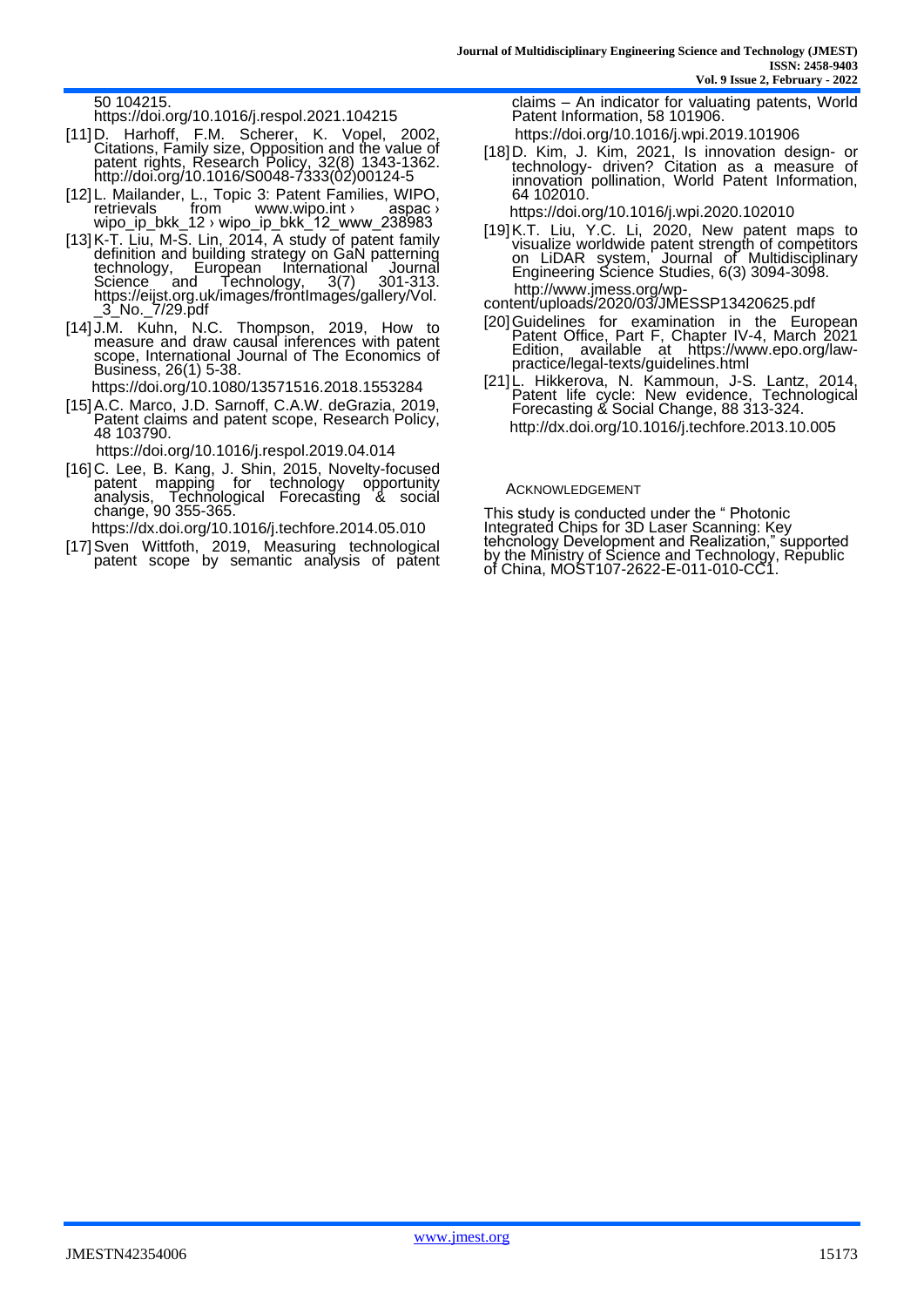50 104215.
https://doi.org/10.1016/j.respol.2021.104215

[11] D. Harhoff, F.M. Scherer, K. Vopel, 2002, Citations, Family size, Opposition and the value of patent rights, Research Policy, 32(8) 1343-1362. http://doi.org/10.1016/S0048-7333(02)00124-5

[12] L. Mailander, L., Topic 3: Patent Families, WIPO, retrievals from www.wipo.int › aspac › wipo_ip_bkk_12 › wipo_ip_bkk_12_www_238983

[13] K-T. Liu, M-S. Lin, 2014, A study of patent family definition and building strategy on GaN patterning technology, European International Journal Science and Technology, 3(7) 301-313. https://eijst.org.uk/images/frontImages/gallery/Vol._3_No._7/29.pdf

[14] J.M. Kuhn, N.C. Thompson, 2019, How to measure and draw causal inferences with patent scope, International Journal of The Economics of Business, 26(1) 5-38.
https://doi.org/10.1080/13571516.2018.1553284

[15] A.C. Marco, J.D. Sarnoff, C.A.W. deGrazia, 2019, Patent claims and patent scope, Research Policy, 48 103790.
https://doi.org/10.1016/j.respol.2019.04.014

[16] C. Lee, B. Kang, J. Shin, 2015, Novelty-focused patent mapping for technology opportunity analysis, Technological Forecasting & social change, 90 355-365.
https://dx.doi.org/10.1016/j.techfore.2014.05.010

[17] Sven Wittfoth, 2019, Measuring technological patent scope by semantic analysis of patent claims – An indicator for valuating patents, World Patent Information, 58 101906.
https://doi.org/10.1016/j.wpi.2019.101906

[18] D. Kim, J. Kim, 2021, Is innovation design- or technology- driven? Citation as a measure of innovation pollination, World Patent Information, 64 102010.
https://doi.org/10.1016/j.wpi.2020.102010

[19] K.T. Liu, Y.C. Li, 2020, New patent maps to visualize worldwide patent strength of competitors on LiDAR system, Journal of Multidisciplinary Engineering Science Studies, 6(3) 3094-3098.
http://www.jmess.org/wp-content/uploads/2020/03/JMESSP13420625.pdf

[20] Guidelines for examination in the European Patent Office, Part F, Chapter IV-4, March 2021 Edition, available at https://www.epo.org/law-practice/legal-texts/guidelines.html

[21] L. Hikkerova, N. Kammoun, J-S. Lantz, 2014, Patent life cycle: New evidence, Technological Forecasting & Social Change, 88 313-324.
http://dx.doi.org/10.1016/j.techfore.2013.10.005

## ACKNOWLEDGEMENT

This study is conducted under the " Photonic Integrated Chips for 3D Laser Scanning: Key tehcnology Development and Realization," supported by the Ministry of Science and Technology, Republic of China, MOST107-2622-E-011-010-CC1.